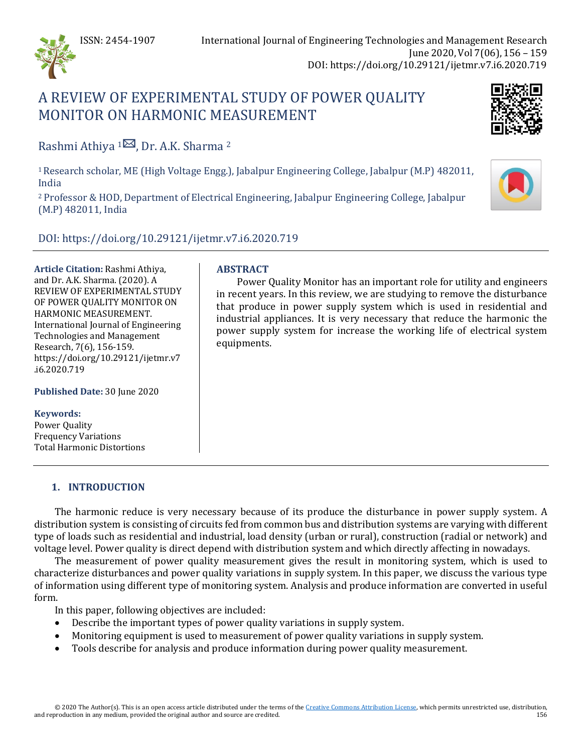# A REVIEW OF EXPERIMENTAL STUDY OF POWER QUALITY MONITOR ON HARMONIC MEASUREMENT

Rashmi Athiya [1], Dr. A.K. Sharma [2]

[1] Research scholar, ME (High Voltage Engg.), Jabalpur Engineering College, Jabalpur (M.P) 482011, India

[2] Professor & HOD, Department of Electrical Engineering, Jabalpur Engineering College, Jabalpur (M.P) 482011, India

DOI: https://doi.org/10.29121/ijetmr.v7.i6.2020.719

**Article Citation:** Rashmi Athiya, and Dr. A.K. Sharma. (2020). A REVIEW OF EXPERIMENTAL STUDY OF POWER QUALITY MONITOR ON HARMONIC MEASUREMENT. International Journal of Engineering Technologies and Management Research, 7(6), 156-159. https://doi.org/10.29121/ijetmr.v7.i6.2020.719

**Published Date:** 30 June 2020

**Keywords:**
Power Quality
Frequency Variations
Total Harmonic Distortions

## ABSTRACT

Power Quality Monitor has an important role for utility and engineers in recent years. In this review, we are studying to remove the disturbance that produce in power supply system which is used in residential and industrial appliances. It is very necessary that reduce the harmonic the power supply system for increase the working life of electrical system equipments.

## 1. INTRODUCTION

The harmonic reduce is very necessary because of its produce the disturbance in power supply system. A distribution system is consisting of circuits fed from common bus and distribution systems are varying with different type of loads such as residential and industrial, load density (urban or rural), construction (radial or network) and voltage level. Power quality is direct depend with distribution system and which directly affecting in nowadays.

The measurement of power quality measurement gives the result in monitoring system, which is used to characterize disturbances and power quality variations in supply system. In this paper, we discuss the various type of information using different type of monitoring system. Analysis and produce information are converted in useful form.

In this paper, following objectives are included:

- Describe the important types of power quality variations in supply system.
- Monitoring equipment is used to measurement of power quality variations in supply system.
- Tools describe for analysis and produce information during power quality measurement.

© 2020 The Author(s). This is an open access article distributed under the terms of the Creative Commons Attribution License, which permits unrestricted use, distribution, and reproduction in any medium, provided the original author and source are credited.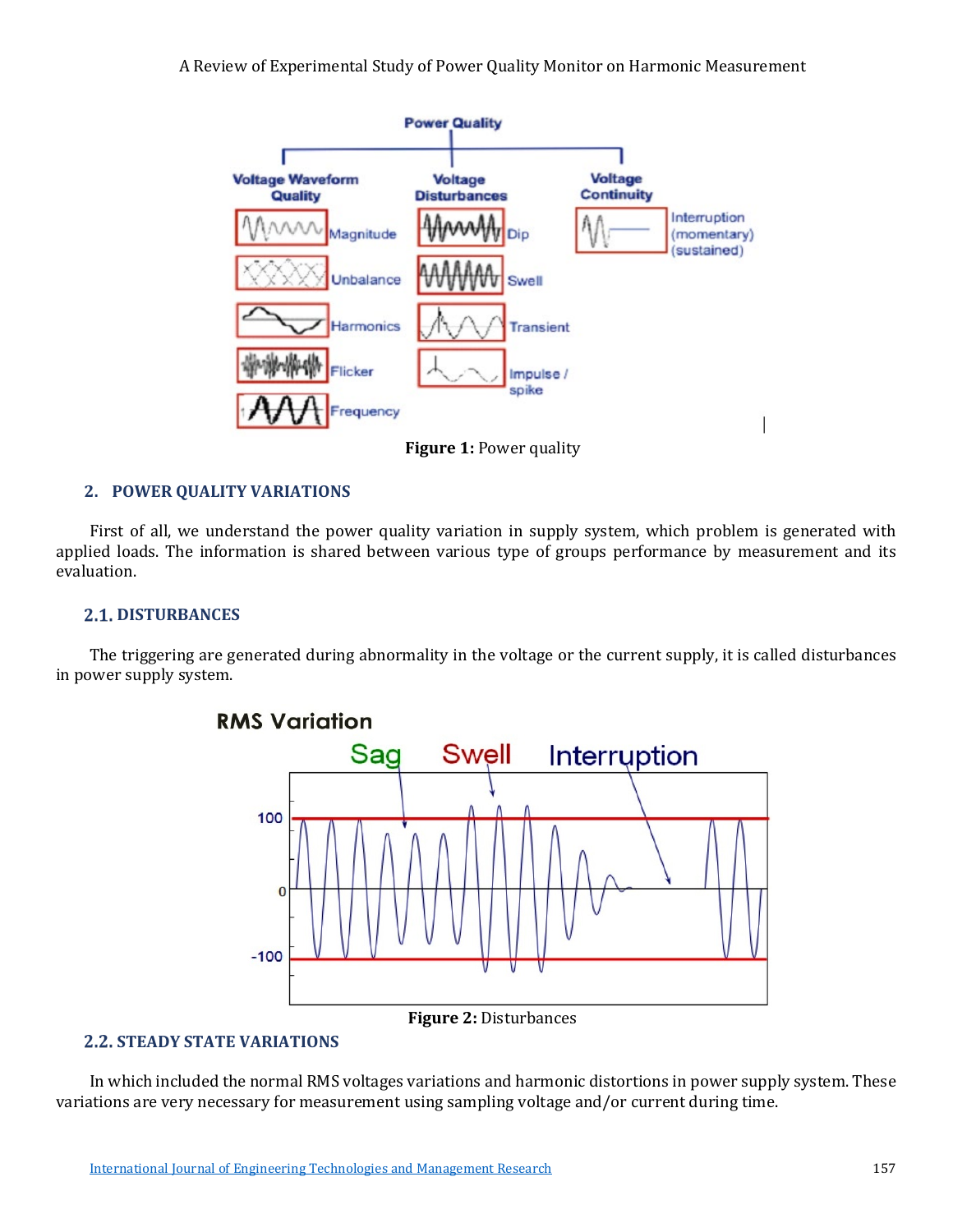Figure 1: Power quality

## 2. POWER QUALITY VARIATIONS

First of all, we understand the power quality variation in supply system, which problem is generated with applied loads. The information is shared between various type of groups performance by measurement and its evaluation.

### 2.1. DISTURBANCES

The triggering are generated during abnormality in the voltage or the current supply, it is called disturbances in power supply system.

Figure 2: Disturbances

### 2.2. STEADY STATE VARIATIONS

In which included the normal RMS voltages variations and harmonic distortions in power supply system. These variations are very necessary for measurement using sampling voltage and/or current during time.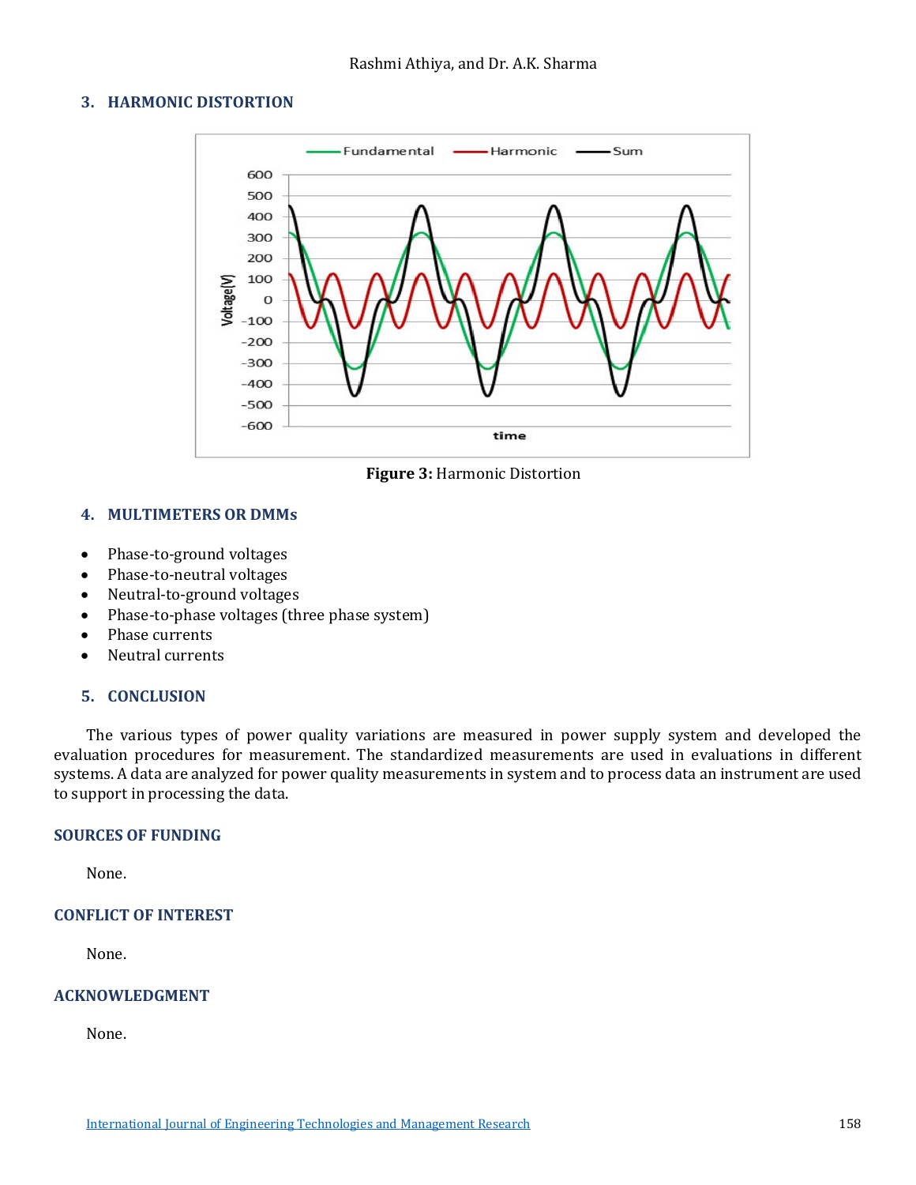## 3. HARMONIC DISTORTION

**Figure 3:** Harmonic Distortion

## 4. MULTIMETERS OR DMMs

- Phase-to-ground voltages
- Phase-to-neutral voltages
- Neutral-to-ground voltages
- Phase-to-phase voltages (three phase system)
- Phase currents
- Neutral currents

## 5. CONCLUSION

The various types of power quality variations are measured in power supply system and developed the evaluation procedures for measurement. The standardized measurements are used in evaluations in different systems. A data are analyzed for power quality measurements in system and to process data an instrument are used to support in processing the data.

## SOURCES OF FUNDING

None.

## CONFLICT OF INTEREST

None.

## ACKNOWLEDGMENT

None.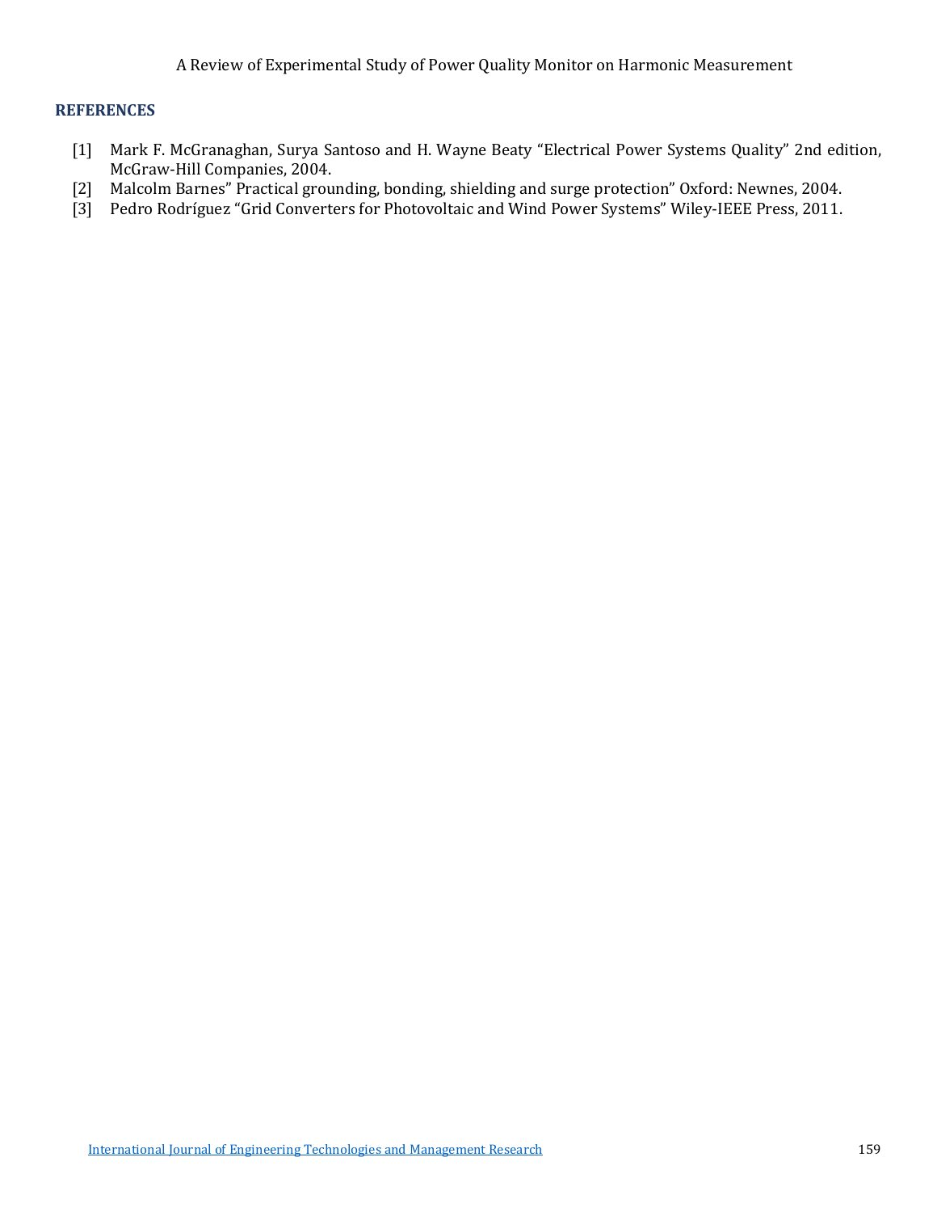## REFERENCES

[1] Mark F. McGranaghan, Surya Santoso and H. Wayne Beaty “Electrical Power Systems Quality” 2nd edition, McGraw-Hill Companies, 2004.
[2] Malcolm Barnes” Practical grounding, bonding, shielding and surge protection” Oxford: Newnes, 2004.
[3] Pedro Rodríguez “Grid Converters for Photovoltaic and Wind Power Systems” Wiley-IEEE Press, 2011.